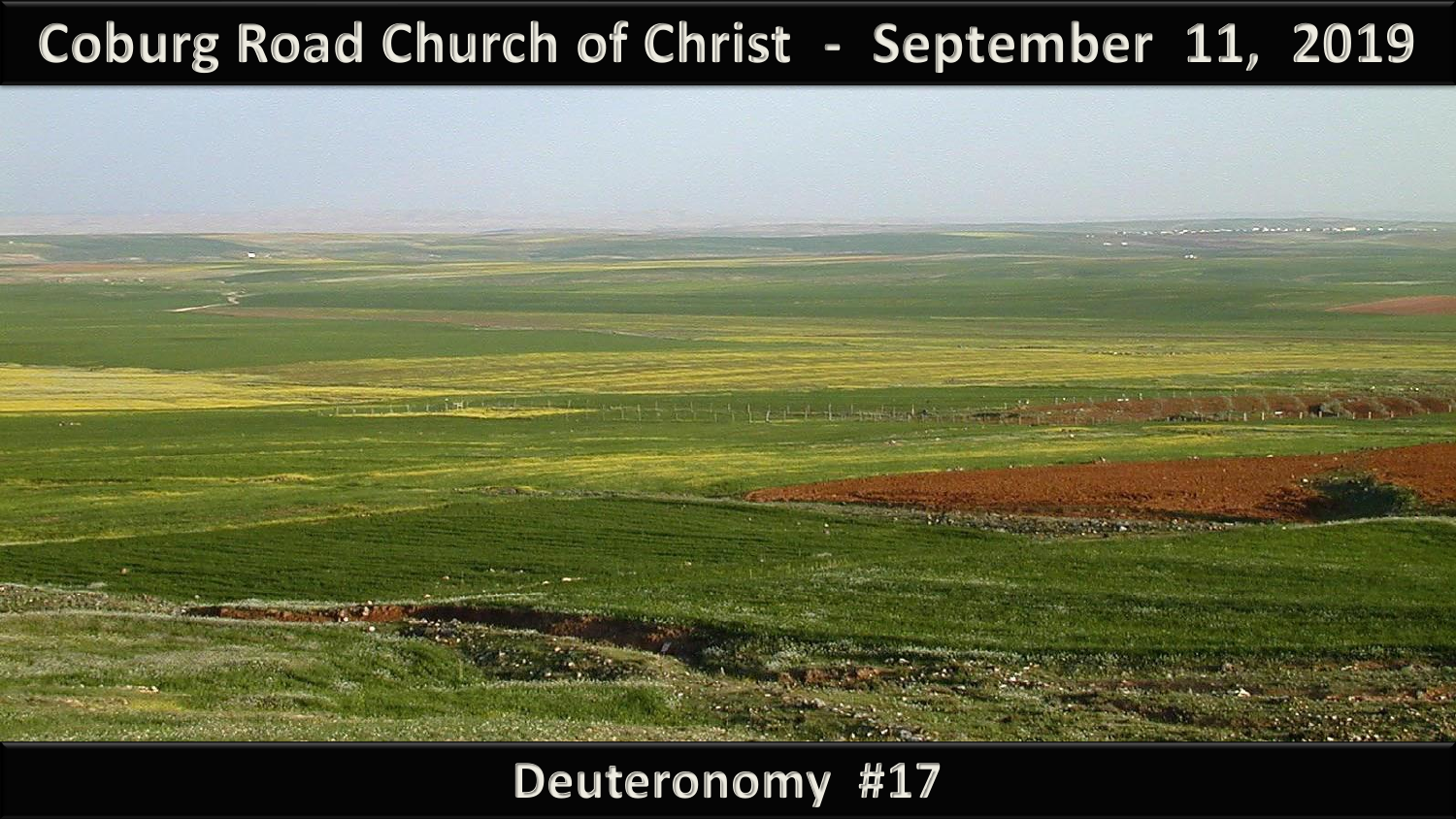# Coburg Road Church of Christ - September 11, 2019

## Deuteronomy #17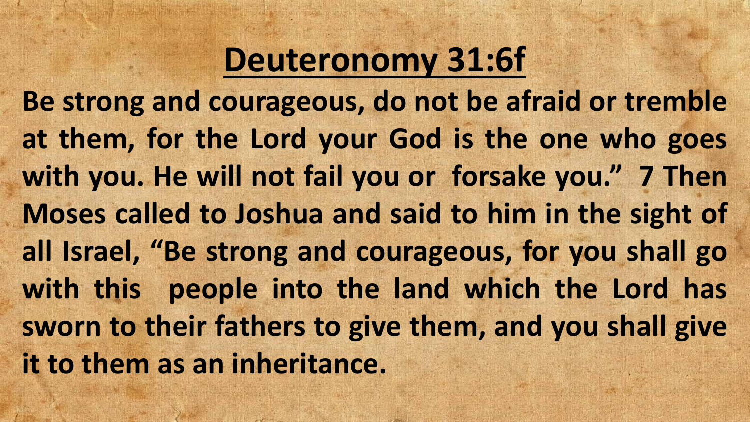# Deuteronomy 31:6f

**Be strong and courageous, do not be afraid or tremble at them, for the Lord your God is the one who goes with you. He will not fail you or forsake you." 7 Then Moses called to Joshua and said to him in the sight of all Israel, "Be strong and courageous, for you shall go with this people into the land which the Lord has sworn to their fathers to give them, and you shall give it to them as an inheritance.**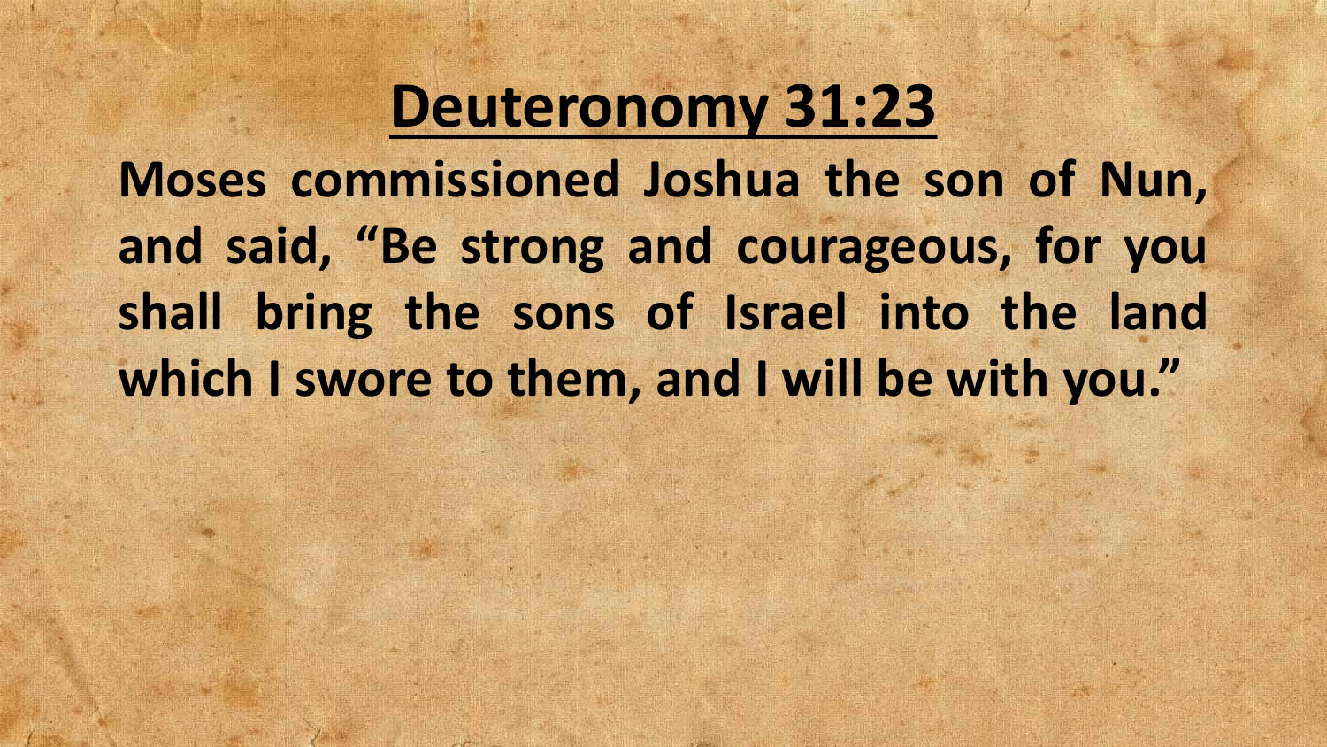# Deuteronomy 31:23

**Moses commissioned Joshua the son of Nun, and said, “Be strong and courageous, for you shall bring the sons of Israel into the land which I swore to them, and I will be with you.”**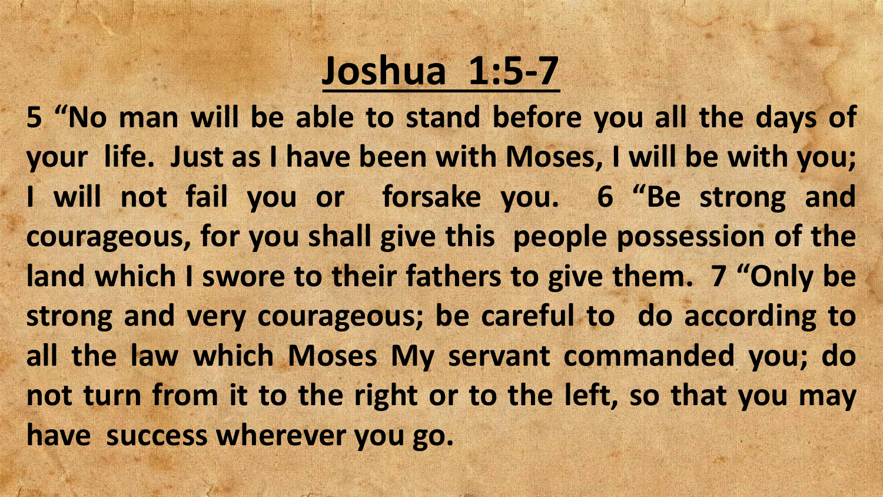# Joshua 1:5-7

**5 "No man will be able to stand before you all the days of your life. Just as I have been with Moses, I will be with you; I will not fail you or forsake you. 6 "Be strong and courageous, for you shall give this people possession of the land which I swore to their fathers to give them. 7 "Only be strong and very courageous; be careful to do according to all the law which Moses My servant commanded you; do not turn from it to the right or to the left, so that you may have success wherever you go.**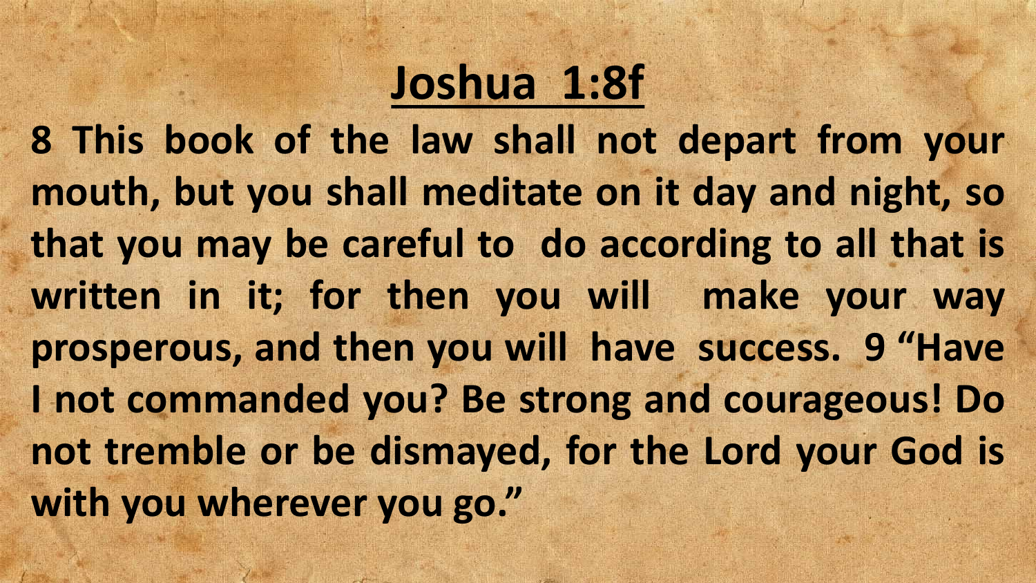# Joshua 1:8f

**8 This book of the law shall not depart from your mouth, but you shall meditate on it day and night, so that you may be careful to do according to all that is written in it; for then you will make your way prosperous, and then you will have success. 9 "Have I not commanded you? Be strong and courageous! Do not tremble or be dismayed, for the Lord your God is with you wherever you go."**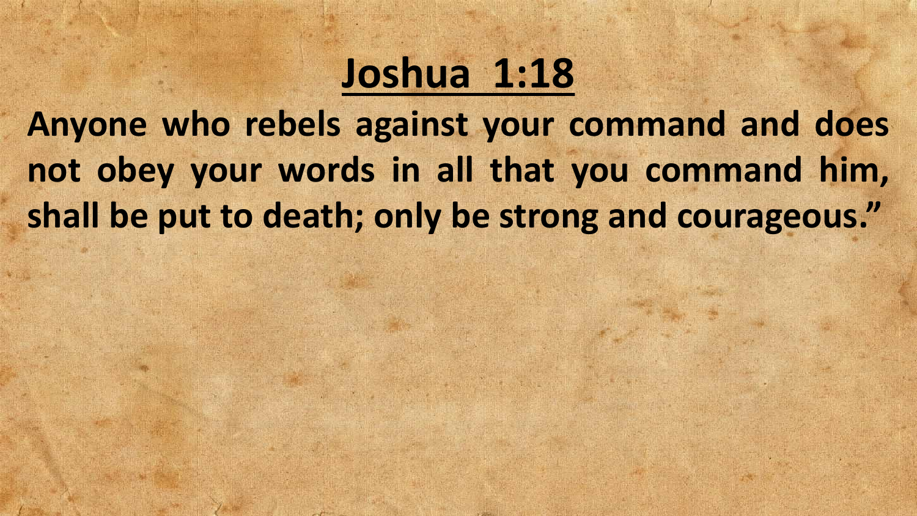# Joshua 1:18

**Anyone who rebels against your command and does not obey your words in all that you command him, shall be put to death; only be strong and courageous."**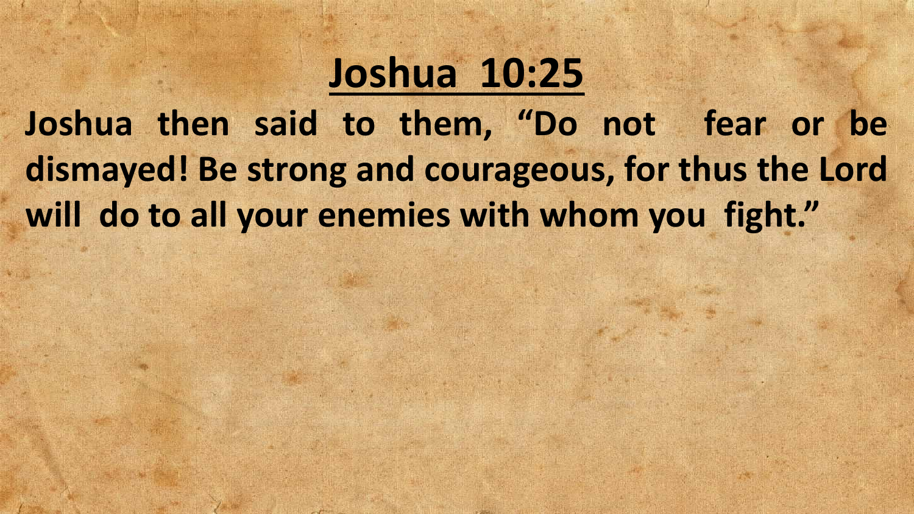# Joshua 10:25

**Joshua then said to them, "Do not fear or be dismayed! Be strong and courageous, for thus the Lord will do to all your enemies with whom you fight."**